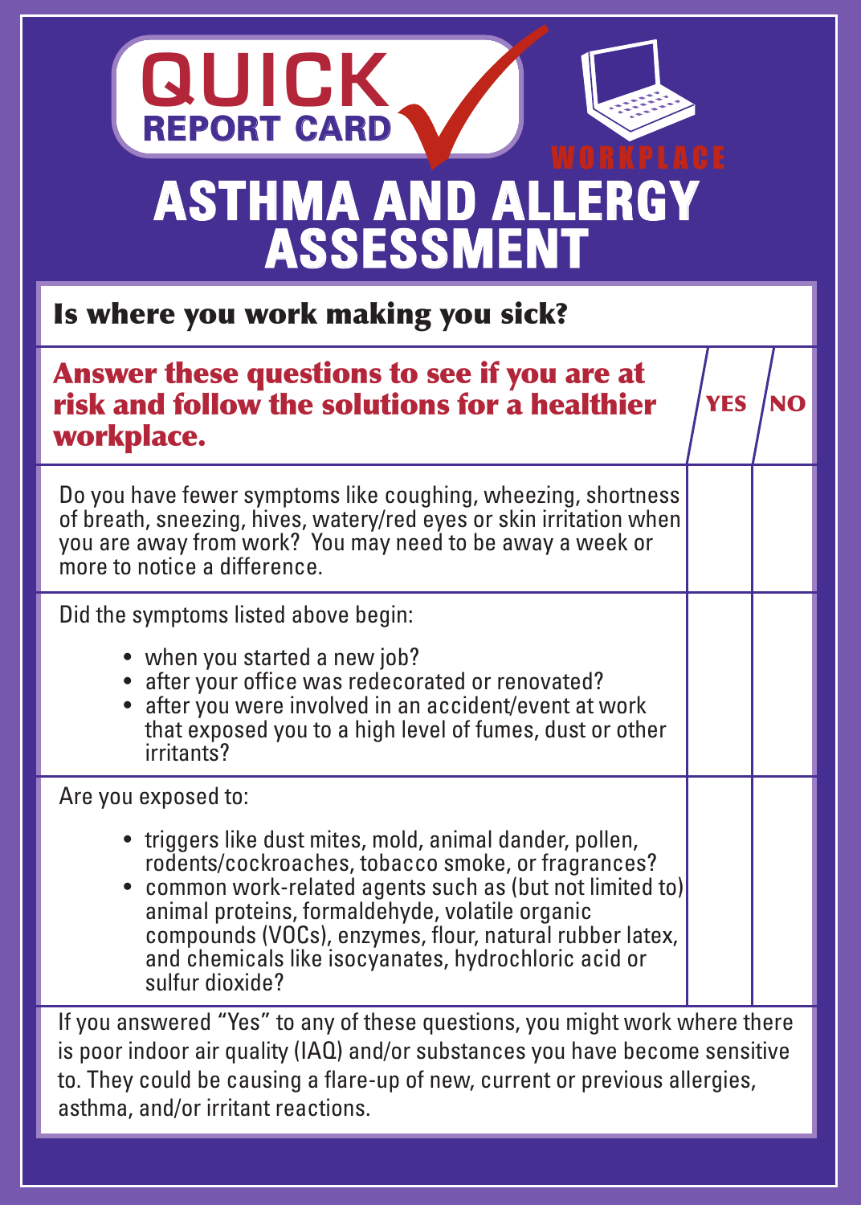# QUICK REPORT CARD

WORKPLACE

# ASTHMA AND ALLERGY ASSESSMENT

## Is where you work making you sick?

| **Answer these questions to see if you are at risk and follow the solutions for a healthier workplace.** | **YES** | **NO** |
|---|---|---|
| Do you have fewer symptoms like coughing, wheezing, shortness of breath, sneezing, hives, watery/red eyes or skin irritation when you are away from work? You may need to be away a week or more to notice a difference. | | |
| Did the symptoms listed above begin:<br>• when you started a new job?<br>• after your office was redecorated or renovated?<br>• after you were involved in an accident/event at work that exposed you to a high level of fumes, dust or other irritants? | | |
| Are you exposed to:<br>• triggers like dust mites, mold, animal dander, pollen, rodents/cockroaches, tobacco smoke, or fragrances?<br>• common work-related agents such as (but not limited to) animal proteins, formaldehyde, volatile organic compounds (VOCs), enzymes, flour, natural rubber latex, and chemicals like isocyanates, hydrochloric acid or sulfur dioxide? | | |

If you answered "Yes" to any of these questions, you might work where there is poor indoor air quality (IAQ) and/or substances you have become sensitive to. They could be causing a flare-up of new, current or previous allergies, asthma, and/or irritant reactions.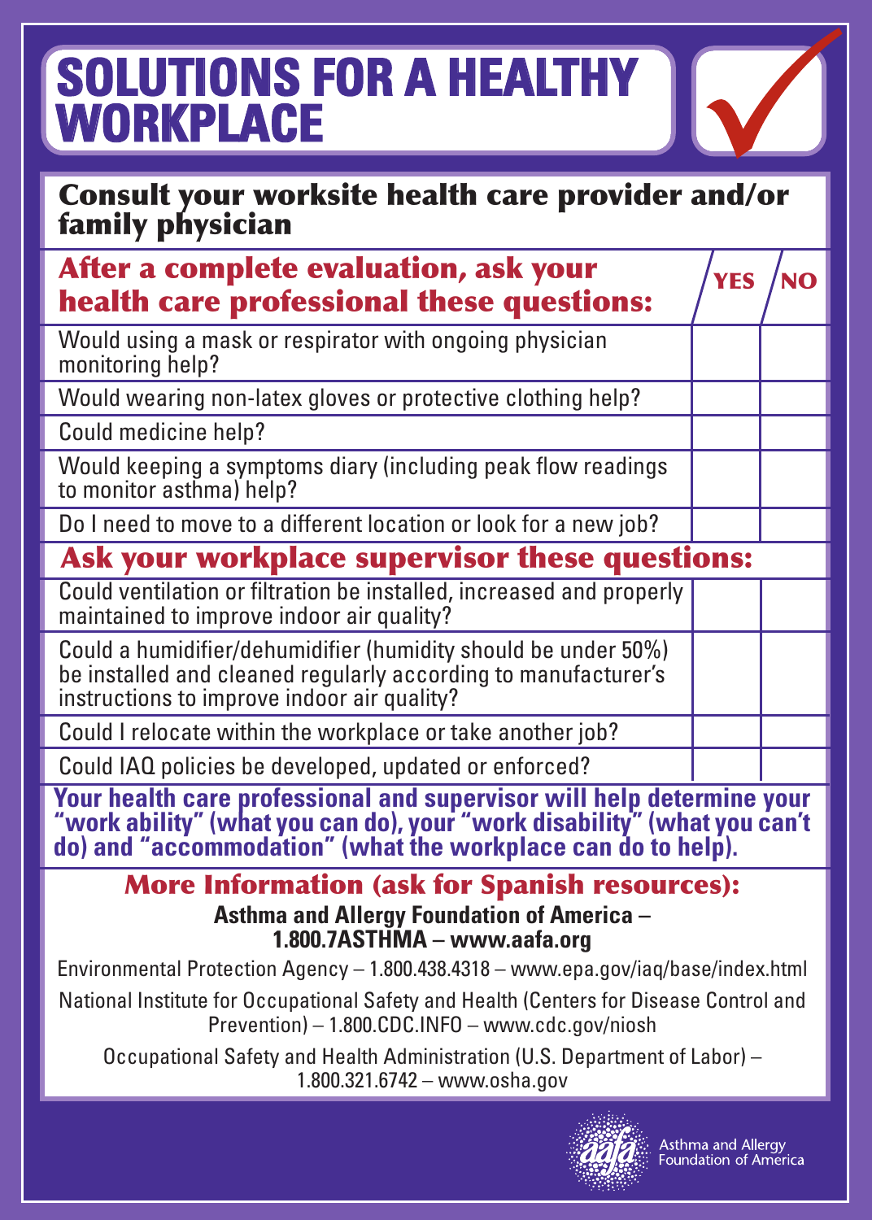# SOLUTIONS FOR A HEALTHY WORKPLACE

## Consult your worksite health care provider and/or family physician

| After a complete evaluation, ask your health care professional these questions: | YES | NO |
| --- | --- | --- |
| Would using a mask or respirator with ongoing physician monitoring help? | | |
| Would wearing non-latex gloves or protective clothing help? | | |
| Could medicine help? | | |
| Would keeping a symptoms diary (including peak flow readings to monitor asthma) help? | | |
| Do I need to move to a different location or look for a new job? | | |
| **Ask your workplace supervisor these questions:** | | |
| Could ventilation or filtration be installed, increased and properly maintained to improve indoor air quality? | | |
| Could a humidifier/dehumidifier (humidity should be under 50%) be installed and cleaned regularly according to manufacturer's instructions to improve indoor air quality? | | |
| Could I relocate within the workplace or take another job? | | |
| Could IAQ policies be developed, updated or enforced? | | |

**Your health care professional and supervisor will help determine your "work ability" (what you can do), your "work disability" (what you can't do) and "accommodation" (what the workplace can do to help).**

## More Information (ask for Spanish resources):

**Asthma and Allergy Foundation of America – 1.800.7ASTHMA – www.aafa.org**

Environmental Protection Agency – 1.800.438.4318 – www.epa.gov/iaq/base/index.html

National Institute for Occupational Safety and Health (Centers for Disease Control and Prevention) – 1.800.CDC.INFO – www.cdc.gov/niosh

Occupational Safety and Health Administration (U.S. Department of Labor) – 1.800.321.6742 – www.osha.gov

Asthma and Allergy Foundation of America